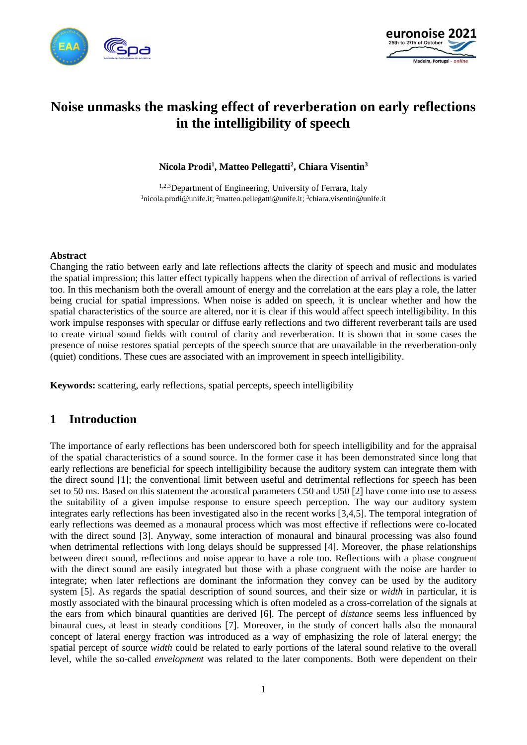# Noise unmasks the masking effect of reverberation on early reflections in the intelligibility of speech

**Nicola Prodi[1], Matteo Pellegatti[2], Chiara Visentin[3]**

[1,2,3]Department of Engineering, University of Ferrara, Italy
[1]nicola.prodi@unife.it; [2]matteo.pellegatti@unife.it; [3]chiara.visentin@unife.it

#### Abstract

Changing the ratio between early and late reflections affects the clarity of speech and music and modulates the spatial impression; this latter effect typically happens when the direction of arrival of reflections is varied too. In this mechanism both the overall amount of energy and the correlation at the ears play a role, the latter being crucial for spatial impressions. When noise is added on speech, it is unclear whether and how the spatial characteristics of the source are altered, nor it is clear if this would affect speech intelligibility. In this work impulse responses with specular or diffuse early reflections and two different reverberant tails are used to create virtual sound fields with control of clarity and reverberation. It is shown that in some cases the presence of noise restores spatial percepts of the speech source that are unavailable in the reverberation-only (quiet) conditions. These cues are associated with an improvement in speech intelligibility.

**Keywords:** scattering, early reflections, spatial percepts, speech intelligibility

## 1 Introduction

The importance of early reflections has been underscored both for speech intelligibility and for the appraisal of the spatial characteristics of a sound source. In the former case it has been demonstrated since long that early reflections are beneficial for speech intelligibility because the auditory system can integrate them with the direct sound [1]; the conventional limit between useful and detrimental reflections for speech has been set to 50 ms. Based on this statement the acoustical parameters C50 and U50 [2] have come into use to assess the suitability of a given impulse response to ensure speech perception. The way our auditory system integrates early reflections has been investigated also in the recent works [3,4,5]. The temporal integration of early reflections was deemed as a monaural process which was most effective if reflections were co-located with the direct sound [3]. Anyway, some interaction of monaural and binaural processing was also found when detrimental reflections with long delays should be suppressed [4]. Moreover, the phase relationships between direct sound, reflections and noise appear to have a role too. Reflections with a phase congruent with the direct sound are easily integrated but those with a phase congruent with the noise are harder to integrate; when later reflections are dominant the information they convey can be used by the auditory system [5]. As regards the spatial description of sound sources, and their size or *width* in particular, it is mostly associated with the binaural processing which is often modeled as a cross-correlation of the signals at the ears from which binaural quantities are derived [6]. The percept of *distance* seems less influenced by binaural cues, at least in steady conditions [7]. Moreover, in the study of concert halls also the monaural concept of lateral energy fraction was introduced as a way of emphasizing the role of lateral energy; the spatial percept of source *width* could be related to early portions of the lateral sound relative to the overall level, while the so-called *envelopment* was related to the later components. Both were dependent on their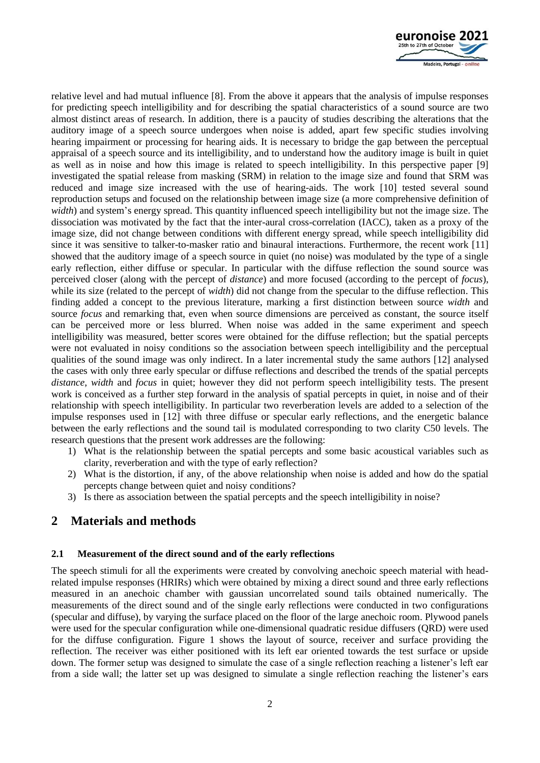relative level and had mutual influence [8]. From the above it appears that the analysis of impulse responses for predicting speech intelligibility and for describing the spatial characteristics of a sound source are two almost distinct areas of research. In addition, there is a paucity of studies describing the alterations that the auditory image of a speech source undergoes when noise is added, apart few specific studies involving hearing impairment or processing for hearing aids. It is necessary to bridge the gap between the perceptual appraisal of a speech source and its intelligibility, and to understand how the auditory image is built in quiet as well as in noise and how this image is related to speech intelligibility. In this perspective paper [9] investigated the spatial release from masking (SRM) in relation to the image size and found that SRM was reduced and image size increased with the use of hearing-aids. The work [10] tested several sound reproduction setups and focused on the relationship between image size (a more comprehensive definition of *width*) and system's energy spread. This quantity influenced speech intelligibility but not the image size. The dissociation was motivated by the fact that the inter-aural cross-correlation (IACC), taken as a proxy of the image size, did not change between conditions with different energy spread, while speech intelligibility did since it was sensitive to talker-to-masker ratio and binaural interactions. Furthermore, the recent work [11] showed that the auditory image of a speech source in quiet (no noise) was modulated by the type of a single early reflection, either diffuse or specular. In particular with the diffuse reflection the sound source was perceived closer (along with the percept of *distance*) and more focused (according to the percept of *focus*), while its size (related to the percept of *width*) did not change from the specular to the diffuse reflection. This finding added a concept to the previous literature, marking a first distinction between source *width* and source *focus* and remarking that, even when source dimensions are perceived as constant, the source itself can be perceived more or less blurred. When noise was added in the same experiment and speech intelligibility was measured, better scores were obtained for the diffuse reflection; but the spatial percepts were not evaluated in noisy conditions so the association between speech intelligibility and the perceptual qualities of the sound image was only indirect. In a later incremental study the same authors [12] analysed the cases with only three early specular or diffuse reflections and described the trends of the spatial percepts *distance*, *width* and *focus* in quiet; however they did not perform speech intelligibility tests. The present work is conceived as a further step forward in the analysis of spatial percepts in quiet, in noise and of their relationship with speech intelligibility. In particular two reverberation levels are added to a selection of the impulse responses used in [12] with three diffuse or specular early reflections, and the energetic balance between the early reflections and the sound tail is modulated corresponding to two clarity C50 levels. The research questions that the present work addresses are the following:

1) What is the relationship between the spatial percepts and some basic acoustical variables such as clarity, reverberation and with the type of early reflection?
2) What is the distortion, if any, of the above relationship when noise is added and how do the spatial percepts change between quiet and noisy conditions?
3) Is there as association between the spatial percepts and the speech intelligibility in noise?

# 2 Materials and methods

### 2.1 Measurement of the direct sound and of the early reflections

The speech stimuli for all the experiments were created by convolving anechoic speech material with head-related impulse responses (HRIRs) which were obtained by mixing a direct sound and three early reflections measured in an anechoic chamber with gaussian uncorrelated sound tails obtained numerically. The measurements of the direct sound and of the single early reflections were conducted in two configurations (specular and diffuse), by varying the surface placed on the floor of the large anechoic room. Plywood panels were used for the specular configuration while one-dimensional quadratic residue diffusers (QRD) were used for the diffuse configuration. Figure 1 shows the layout of source, receiver and surface providing the reflection. The receiver was either positioned with its left ear oriented towards the test surface or upside down. The former setup was designed to simulate the case of a single reflection reaching a listener's left ear from a side wall; the latter set up was designed to simulate a single reflection reaching the listener's ears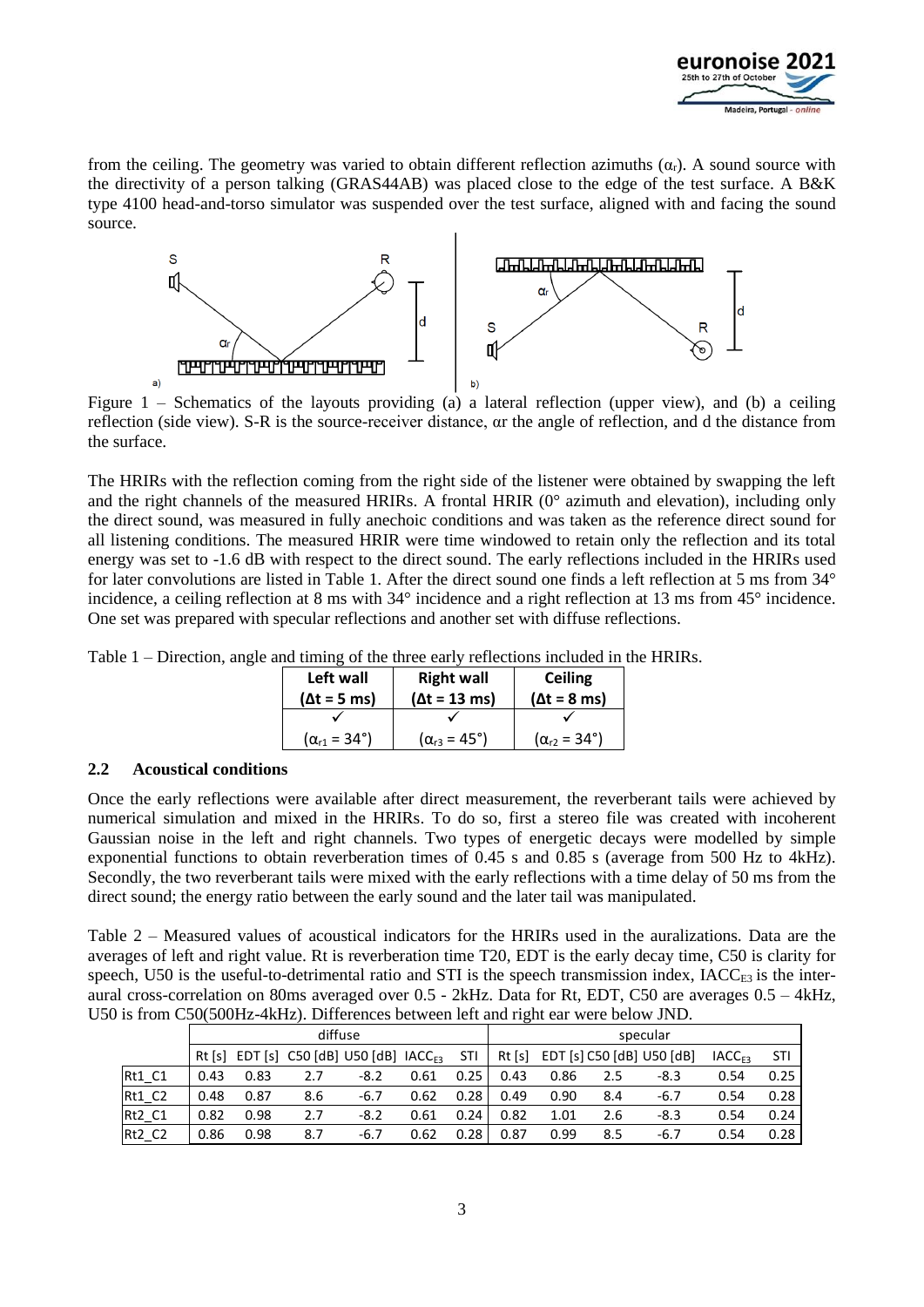from the ceiling. The geometry was varied to obtain different reflection azimuths ($\alpha_r$). A sound source with the directivity of a person talking (GRAS44AB) was placed close to the edge of the test surface. A B&K type 4100 head-and-torso simulator was suspended over the test surface, aligned with and facing the sound source.

Figure 1 – Schematics of the layouts providing (a) a lateral reflection (upper view), and (b) a ceiling reflection (side view). S-R is the source-receiver distance, αr the angle of reflection, and d the distance from the surface.

The HRIRs with the reflection coming from the right side of the listener were obtained by swapping the left and the right channels of the measured HRIRs. A frontal HRIR (0° azimuth and elevation), including only the direct sound, was measured in fully anechoic conditions and was taken as the reference direct sound for all listening conditions. The measured HRIR were time windowed to retain only the reflection and its total energy was set to -1.6 dB with respect to the direct sound. The early reflections included in the HRIRs used for later convolutions are listed in Table 1. After the direct sound one finds a left reflection at 5 ms from 34° incidence, a ceiling reflection at 8 ms with 34° incidence and a right reflection at 13 ms from 45° incidence. One set was prepared with specular reflections and another set with diffuse reflections.

Table 1 – Direction, angle and timing of the three early reflections included in the HRIRs.

| **Left wall ($\Delta t$ = 5 ms)** | **Right wall ($\Delta t$ = 13 ms)** | **Ceiling ($\Delta t$ = 8 ms)** |
|---|---|---|
| ✓ | ✓ | ✓ |
| ($\alpha_{r1}$ = 34°) | ($\alpha_{r3}$ = 45°) | ($\alpha_{r2}$ = 34°) |

### 2.2 Acoustical conditions

Once the early reflections were available after direct measurement, the reverberant tails were achieved by numerical simulation and mixed in the HRIRs. To do so, first a stereo file was created with incoherent Gaussian noise in the left and right channels. Two types of energetic decays were modelled by simple exponential functions to obtain reverberation times of 0.45 s and 0.85 s (average from 500 Hz to 4kHz). Secondly, the two reverberant tails were mixed with the early reflections with a time delay of 50 ms from the direct sound; the energy ratio between the early sound and the later tail was manipulated.

Table 2 – Measured values of acoustical indicators for the HRIRs used in the auralizations. Data are the averages of left and right value. Rt is reverberation time T20, EDT is the early decay time, C50 is clarity for speech, U50 is the useful-to-detrimental ratio and STI is the speech transmission index, $IACC_{E3}$ is the inter-aural cross-correlation on 80ms averaged over 0.5 - 2kHz. Data for Rt, EDT, C50 are averages 0.5 – 4kHz, U50 is from C50(500Hz-4kHz). Differences between left and right ear were below JND.

| | diffuse | | | | | | specular | | | | | |
|---|---|---|---|---|---|---|---|---|---|---|---|---|
| | Rt [s] | EDT [s] | C50 [dB] | U50 [dB] | $IACC_{E3}$ | STI | Rt [s] | EDT [s] | C50 [dB] | U50 [dB] | $IACC_{E3}$ | STI |
| Rt1_C1 | 0.43 | 0.83 | 2.7 | -8.2 | 0.61 | 0.25 | 0.43 | 0.86 | 2.5 | -8.3 | 0.54 | 0.25 |
| Rt1_C2 | 0.48 | 0.87 | 8.6 | -6.7 | 0.62 | 0.28 | 0.49 | 0.90 | 8.4 | -6.7 | 0.54 | 0.28 |
| Rt2_C1 | 0.82 | 0.98 | 2.7 | -8.2 | 0.61 | 0.24 | 0.82 | 1.01 | 2.6 | -8.3 | 0.54 | 0.24 |
| Rt2_C2 | 0.86 | 0.98 | 8.7 | -6.7 | 0.62 | 0.28 | 0.87 | 0.99 | 8.5 | -6.7 | 0.54 | 0.28 |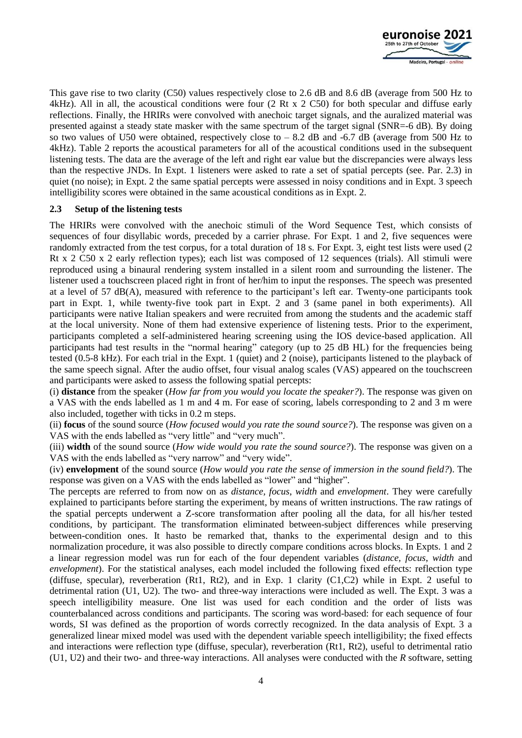This gave rise to two clarity (C50) values respectively close to 2.6 dB and 8.6 dB (average from 500 Hz to 4kHz). All in all, the acoustical conditions were four (2 Rt x 2 C50) for both specular and diffuse early reflections. Finally, the HRIRs were convolved with anechoic target signals, and the auralized material was presented against a steady state masker with the same spectrum of the target signal (SNR=-6 dB). By doing so two values of U50 were obtained, respectively close to – 8.2 dB and -6.7 dB (average from 500 Hz to 4kHz). Table 2 reports the acoustical parameters for all of the acoustical conditions used in the subsequent listening tests. The data are the average of the left and right ear value but the discrepancies were always less than the respective JNDs. In Expt. 1 listeners were asked to rate a set of spatial percepts (see. Par. 2.3) in quiet (no noise); in Expt. 2 the same spatial percepts were assessed in noisy conditions and in Expt. 3 speech intelligibility scores were obtained in the same acoustical conditions as in Expt. 2.

### 2.3 Setup of the listening tests

The HRIRs were convolved with the anechoic stimuli of the Word Sequence Test, which consists of sequences of four disyllabic words, preceded by a carrier phrase. For Expt. 1 and 2, five sequences were randomly extracted from the test corpus, for a total duration of 18 s. For Expt. 3, eight test lists were used (2 Rt x 2 C50 x 2 early reflection types); each list was composed of 12 sequences (trials). All stimuli were reproduced using a binaural rendering system installed in a silent room and surrounding the listener. The listener used a touchscreen placed right in front of her/him to input the responses. The speech was presented at a level of 57 dB(A), measured with reference to the participant's left ear. Twenty-one participants took part in Expt. 1, while twenty-five took part in Expt. 2 and 3 (same panel in both experiments). All participants were native Italian speakers and were recruited from among the students and the academic staff at the local university. None of them had extensive experience of listening tests. Prior to the experiment, participants completed a self-administered hearing screening using the IOS device-based application. All participants had test results in the "normal hearing" category (up to 25 dB HL) for the frequencies being tested (0.5-8 kHz). For each trial in the Expt. 1 (quiet) and 2 (noise), participants listened to the playback of the same speech signal. After the audio offset, four visual analog scales (VAS) appeared on the touchscreen and participants were asked to assess the following spatial percepts:

(i) **distance** from the speaker (*How far from you would you locate the speaker?*). The response was given on a VAS with the ends labelled as 1 m and 4 m. For ease of scoring, labels corresponding to 2 and 3 m were also included, together with ticks in 0.2 m steps.

(ii) **focus** of the sound source (*How focused would you rate the sound source?*). The response was given on a VAS with the ends labelled as "very little" and "very much".

(iii) **width** of the sound source (*How wide would you rate the sound source?*). The response was given on a VAS with the ends labelled as "very narrow" and "very wide".

(iv) **envelopment** of the sound source (*How would you rate the sense of immersion in the sound field?*). The response was given on a VAS with the ends labelled as "lower" and "higher".

The percepts are referred to from now on as *distance*, *focus*, *width* and *envelopment*. They were carefully explained to participants before starting the experiment, by means of written instructions. The raw ratings of the spatial percepts underwent a Z-score transformation after pooling all the data, for all his/her tested conditions, by participant. The transformation eliminated between-subject differences while preserving between-condition ones. It hasto be remarked that, thanks to the experimental design and to this normalization procedure, it was also possible to directly compare conditions across blocks. In Expts. 1 and 2 a linear regression model was run for each of the four dependent variables (*distance*, *focus*, *width* and *envelopment*). For the statistical analyses, each model included the following fixed effects: reflection type (diffuse, specular), reverberation (Rt1, Rt2), and in Exp. 1 clarity (C1,C2) while in Expt. 2 useful to detrimental ration (U1, U2). The two- and three-way interactions were included as well. The Expt. 3 was a speech intelligibility measure. One list was used for each condition and the order of lists was counterbalanced across conditions and participants. The scoring was word-based: for each sequence of four words, SI was defined as the proportion of words correctly recognized. In the data analysis of Expt. 3 a generalized linear mixed model was used with the dependent variable speech intelligibility; the fixed effects and interactions were reflection type (diffuse, specular), reverberation (Rt1, Rt2), useful to detrimental ratio (U1, U2) and their two- and three-way interactions. All analyses were conducted with the *R* software, setting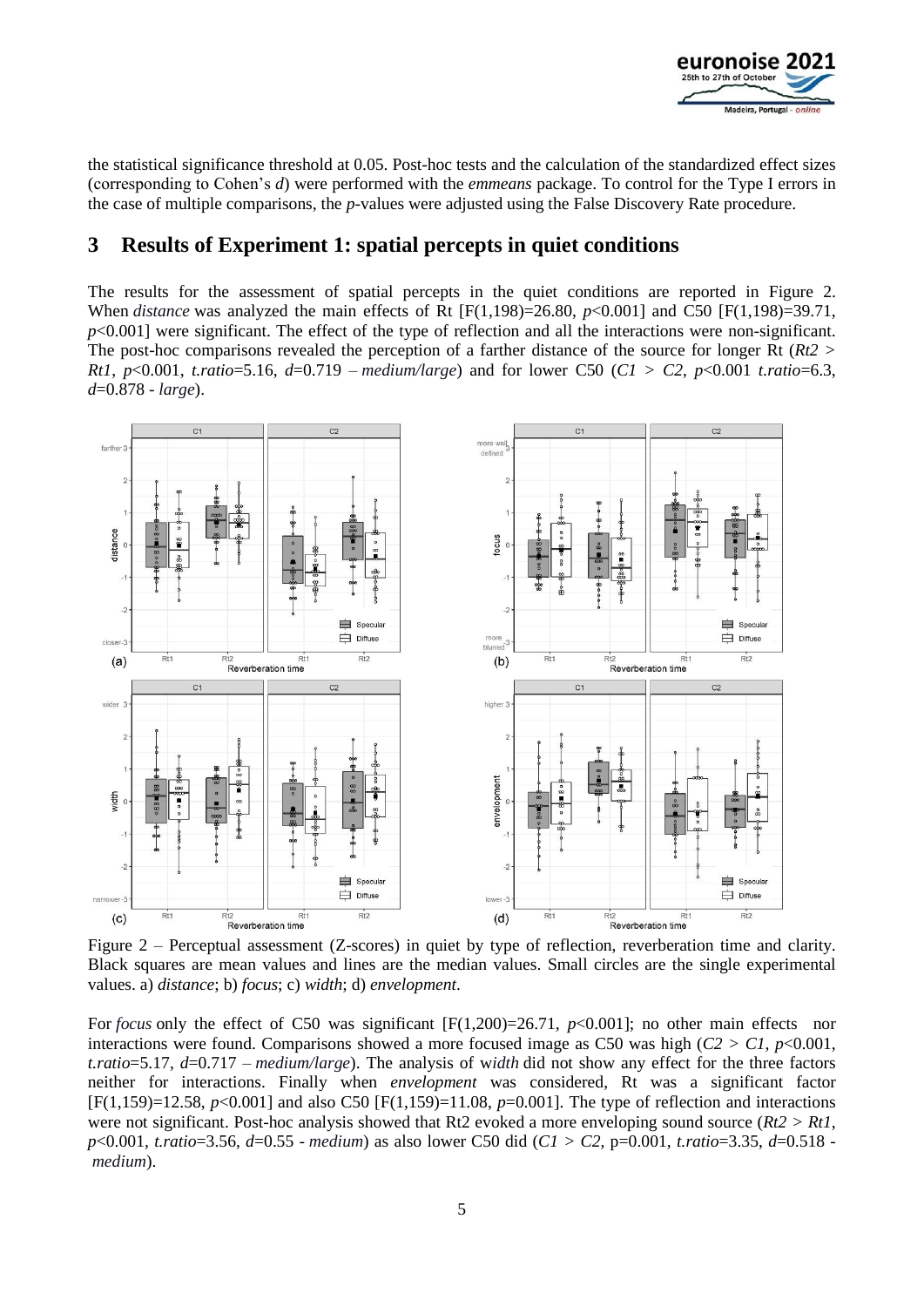the statistical significance threshold at 0.05. Post-hoc tests and the calculation of the standardized effect sizes (corresponding to Cohen's *d*) were performed with the *emmeans* package. To control for the Type I errors in the case of multiple comparisons, the *p*-values were adjusted using the False Discovery Rate procedure.

# 3 Results of Experiment 1: spatial percepts in quiet conditions

The results for the assessment of spatial percepts in the quiet conditions are reported in Figure 2. When *distance* was analyzed the main effects of Rt [$F(1,198)=26.80$, $p<0.001$] and C50 [$F(1,198)=39.71$, $p<0.001$] were significant. The effect of the type of reflection and all the interactions were non-significant. The post-hoc comparisons revealed the perception of a farther distance of the source for longer Rt (*Rt2 > Rt1*, $p<0.001$, *t.ratio*=5.16, $d=0.719$ – *medium/large*) and for lower C50 (*C1 > C2*, $p<0.001$ *t.ratio*=6.3, $d=0.878$ - *large*).

Figure 2 – Perceptual assessment (Z-scores) in quiet by type of reflection, reverberation time and clarity. Black squares are mean values and lines are the median values. Small circles are the single experimental values. a) *distance*; b) *focus*; c) *width*; d) *envelopment*.

For *focus* only the effect of C50 was significant [$F(1,200)=26.71$, $p<0.001$]; no other main effects nor interactions were found. Comparisons showed a more focused image as C50 was high (*C2 > C1*, $p<0.001$, *t.ratio*=5.17, $d=0.717$ – *medium/large*). The analysis of w*idth* did not show any effect for the three factors neither for interactions. Finally when *envelopment* was considered, Rt was a significant factor [$F(1,159)=12.58$, $p<0.001$] and also C50 [$F(1,159)=11.08$, $p=0.001$]. The type of reflection and interactions were not significant. Post-hoc analysis showed that Rt2 evoked a more enveloping sound source (*Rt2 > Rt1*, $p<0.001$, *t.ratio*=3.56, $d=0.55$ - *medium*) as also lower C50 did (*C1 > C2*, $p=0.001$, *t.ratio*=3.35, $d=0.518$ - *medium*).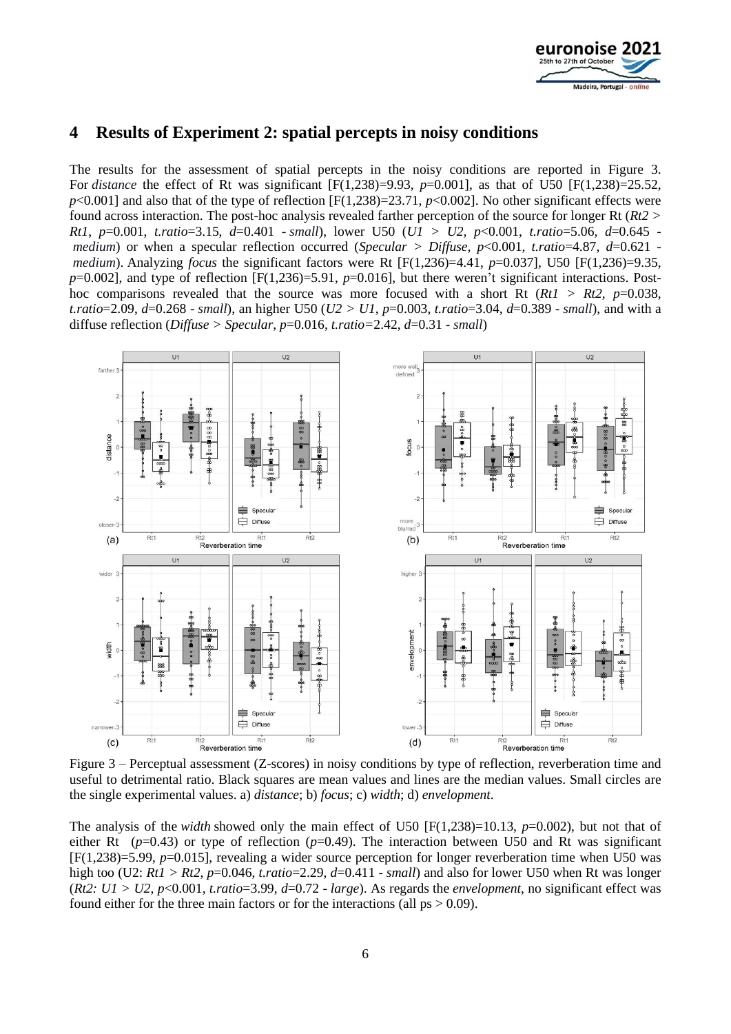## 4 Results of Experiment 2: spatial percepts in noisy conditions

The results for the assessment of spatial percepts in the noisy conditions are reported in Figure 3. For *distance* the effect of Rt was significant [$F(1,238)=9.93$, $p=0.001$], as that of U50 [$F(1,238)=25.52$, $p<0.001$] and also that of the type of reflection [$F(1,238)=23.71$, $p<0.002$]. No other significant effects were found across interaction. The post-hoc analysis revealed farther perception of the source for longer Rt (*Rt2 > Rt1*, $p=0.001$, *t.ratio*=3.15, $d=0.401$ - *small*), lower U50 (*U1 > U2*, $p<0.001$, *t.ratio*=5.06, $d=0.645$ - *medium*) or when a specular reflection occurred (*Specular > Diffuse*, $p<0.001$, *t.ratio*=4.87, $d=0.621$ - *medium*). Analyzing *focus* the significant factors were Rt [$F(1,236)=4.41$, $p=0.037$], U50 [$F(1,236)=9.35$, $p=0.002$], and type of reflection [$F(1,236)=5.91$, $p=0.016$], but there weren't significant interactions. Post-hoc comparisons revealed that the source was more focused with a short Rt (*Rt1 > Rt2*, $p=0.038$, *t.ratio*=2.09, $d=0.268$ - *small*), an higher U50 (*U2 > U1*, $p=0.003$, *t.ratio*=3.04, $d=0.389$ - *small*), and with a diffuse reflection (*Diffuse > Specular*, $p=0.016$, *t.ratio*=2.42, $d=0.31$ - *small*)

Figure 3 – Perceptual assessment (Z-scores) in noisy conditions by type of reflection, reverberation time and useful to detrimental ratio. Black squares are mean values and lines are the median values. Small circles are the single experimental values. a) *distance*; b) *focus*; c) *width*; d) *envelopment*.

The analysis of the *width* showed only the main effect of U50 [$F(1,238)=10.13$, $p=0.002$), but not that of either Rt ($p=0.43$) or type of reflection ($p=0.49$). The interaction between U50 and Rt was significant [$F(1,238)=5.99$, $p=0.015$], revealing a wider source perception for longer reverberation time when U50 was high too (U2: *Rt1 > Rt2*, $p=0.046$, *t.ratio*=2.29, $d=0.411$ - *small*) and also for lower U50 when Rt was longer (*Rt2: U1 > U2*, $p<0.001$, *t.ratio*=3.99, $d=0.72$ - *large*). As regards the *envelopment*, no significant effect was found either for the three main factors or for the interactions (all ps > 0.09).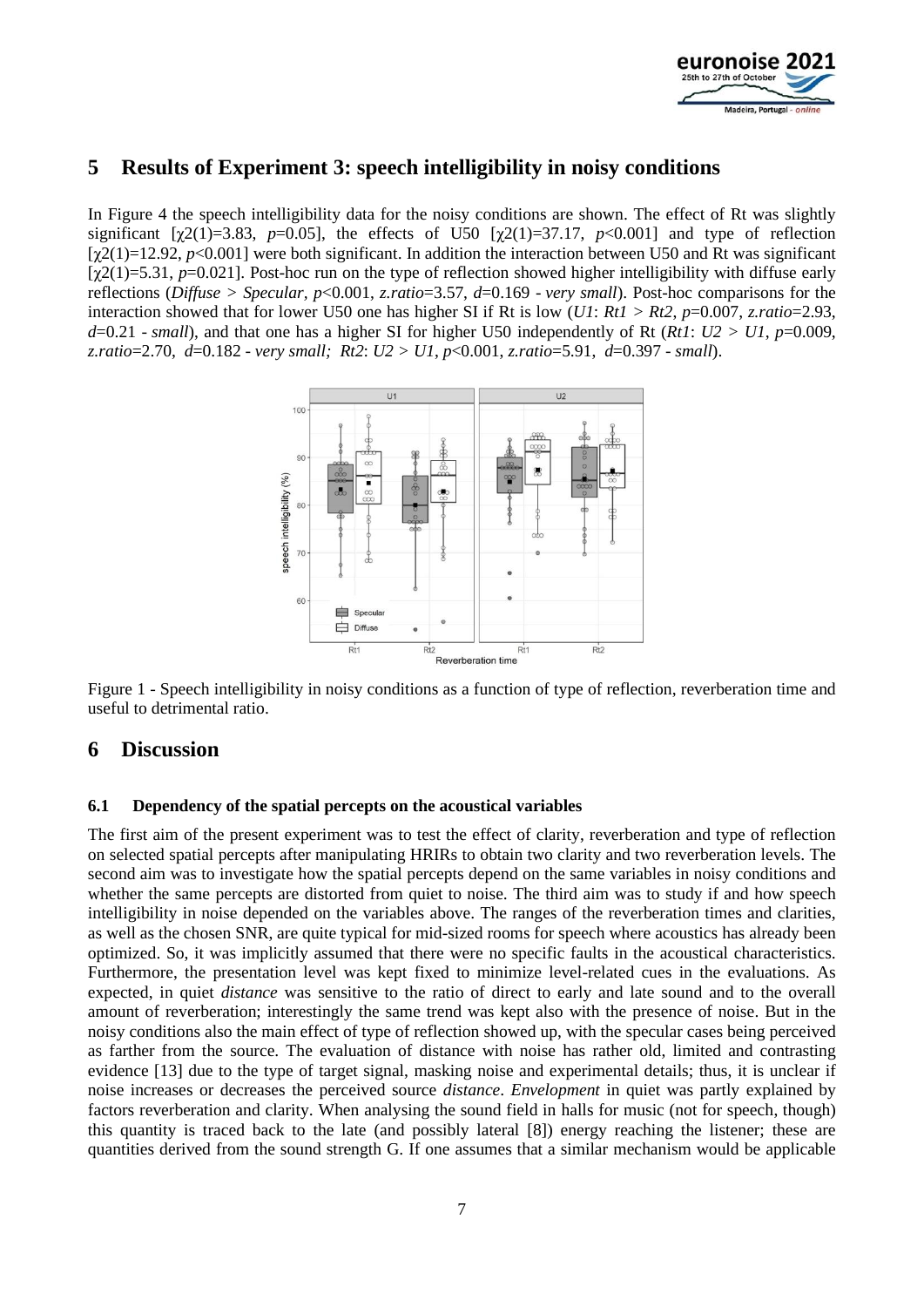## 5 Results of Experiment 3: speech intelligibility in noisy conditions

In Figure 4 the speech intelligibility data for the noisy conditions are shown. The effect of Rt was slightly significant [$\chi2(1)=3.83$, $p=0.05$], the effects of U50 [$\chi2(1)=37.17$, $p<0.001$] and type of reflection [$\chi2(1)=12.92$, $p<0.001$] were both significant. In addition the interaction between U50 and Rt was significant [$\chi2(1)=5.31$, $p=0.021$]. Post-hoc run on the type of reflection showed higher intelligibility with diffuse early reflections (*Diffuse* > *Specular*, $p<0.001$, *z.ratio*=3.57, $d=0.169$ - *very small*). Post-hoc comparisons for the interaction showed that for lower U50 one has higher SI if Rt is low (*U1*: *Rt1* > *Rt2*, $p=0.007$, *z.ratio*=2.93, $d=0.21$ - *small*), and that one has a higher SI for higher U50 independently of Rt (*Rt1*: *U2* > *U1*, $p=0.009$, *z.ratio*=2.70, $d=0.182$ - *very small; Rt2*: *U2* > *U1*, $p<0.001$, *z.ratio*=5.91, $d=0.397$ - *small*).

Figure 1 - Speech intelligibility in noisy conditions as a function of type of reflection, reverberation time and useful to detrimental ratio.

## 6 Discussion

### 6.1 Dependency of the spatial percepts on the acoustical variables

The first aim of the present experiment was to test the effect of clarity, reverberation and type of reflection on selected spatial percepts after manipulating HRIRs to obtain two clarity and two reverberation levels. The second aim was to investigate how the spatial percepts depend on the same variables in noisy conditions and whether the same percepts are distorted from quiet to noise. The third aim was to study if and how speech intelligibility in noise depended on the variables above. The ranges of the reverberation times and clarities, as well as the chosen SNR, are quite typical for mid-sized rooms for speech where acoustics has already been optimized. So, it was implicitly assumed that there were no specific faults in the acoustical characteristics. Furthermore, the presentation level was kept fixed to minimize level-related cues in the evaluations. As expected, in quiet *distance* was sensitive to the ratio of direct to early and late sound and to the overall amount of reverberation; interestingly the same trend was kept also with the presence of noise. But in the noisy conditions also the main effect of type of reflection showed up, with the specular cases being perceived as farther from the source. The evaluation of distance with noise has rather old, limited and contrasting evidence [13] due to the type of target signal, masking noise and experimental details; thus, it is unclear if noise increases or decreases the perceived source *distance*. *Envelopment* in quiet was partly explained by factors reverberation and clarity. When analysing the sound field in halls for music (not for speech, though) this quantity is traced back to the late (and possibly lateral [8]) energy reaching the listener; these are quantities derived from the sound strength G. If one assumes that a similar mechanism would be applicable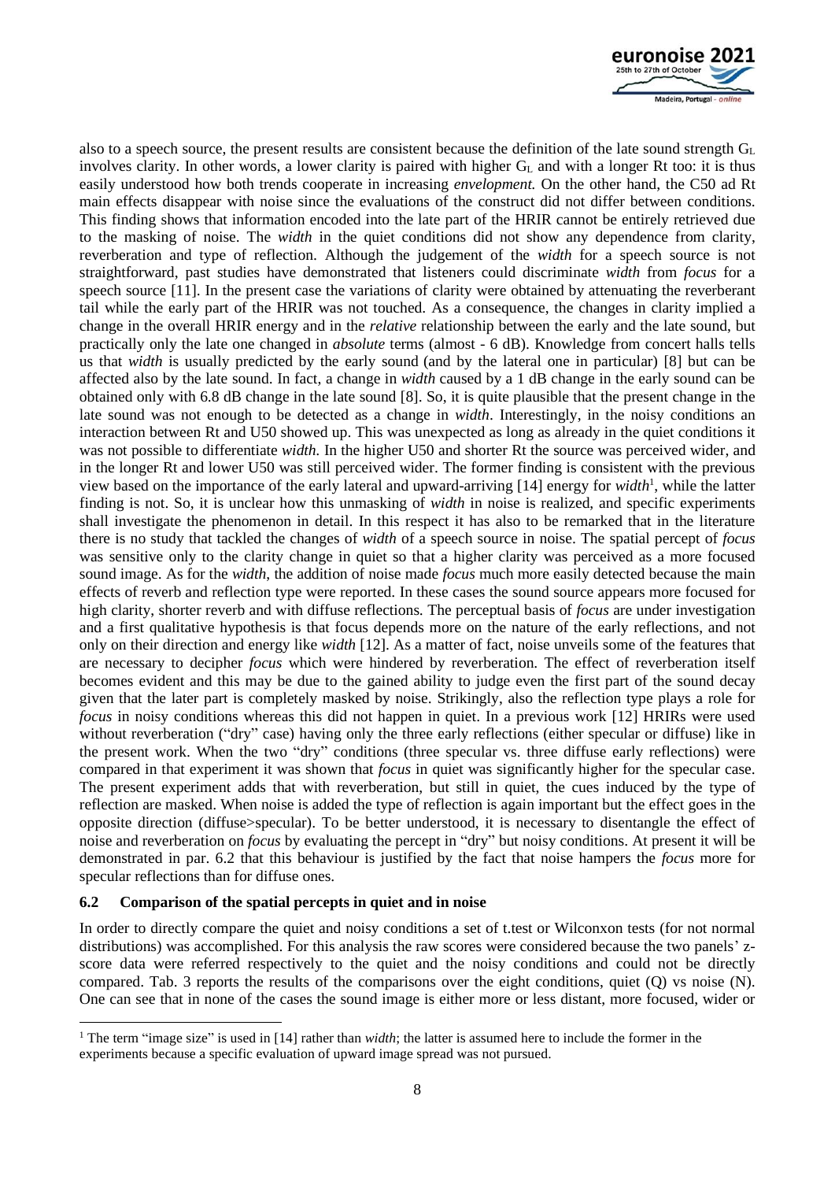also to a speech source, the present results are consistent because the definition of the late sound strength $G_L$ involves clarity. In other words, a lower clarity is paired with higher $G_L$ and with a longer Rt too: it is thus easily understood how both trends cooperate in increasing *envelopment.* On the other hand, the C50 ad Rt main effects disappear with noise since the evaluations of the construct did not differ between conditions. This finding shows that information encoded into the late part of the HRIR cannot be entirely retrieved due to the masking of noise. The *width* in the quiet conditions did not show any dependence from clarity, reverberation and type of reflection. Although the judgement of the *width* for a speech source is not straightforward, past studies have demonstrated that listeners could discriminate *width* from *focus* for a speech source [11]. In the present case the variations of clarity were obtained by attenuating the reverberant tail while the early part of the HRIR was not touched. As a consequence, the changes in clarity implied a change in the overall HRIR energy and in the *relative* relationship between the early and the late sound, but practically only the late one changed in *absolute* terms (almost - 6 dB). Knowledge from concert halls tells us that *width* is usually predicted by the early sound (and by the lateral one in particular) [8] but can be affected also by the late sound. In fact, a change in *width* caused by a 1 dB change in the early sound can be obtained only with 6.8 dB change in the late sound [8]. So, it is quite plausible that the present change in the late sound was not enough to be detected as a change in *width*. Interestingly, in the noisy conditions an interaction between Rt and U50 showed up. This was unexpected as long as already in the quiet conditions it was not possible to differentiate *width.* In the higher U50 and shorter Rt the source was perceived wider, and in the longer Rt and lower U50 was still perceived wider. The former finding is consistent with the previous view based on the importance of the early lateral and upward-arriving [14] energy for *width*[1], while the latter finding is not. So, it is unclear how this unmasking of *width* in noise is realized, and specific experiments shall investigate the phenomenon in detail. In this respect it has also to be remarked that in the literature there is no study that tackled the changes of *width* of a speech source in noise. The spatial percept of *focus* was sensitive only to the clarity change in quiet so that a higher clarity was perceived as a more focused sound image. As for the *width*, the addition of noise made *focus* much more easily detected because the main effects of reverb and reflection type were reported. In these cases the sound source appears more focused for high clarity, shorter reverb and with diffuse reflections. The perceptual basis of *focus* are under investigation and a first qualitative hypothesis is that focus depends more on the nature of the early reflections, and not only on their direction and energy like *width* [12]. As a matter of fact, noise unveils some of the features that are necessary to decipher *focus* which were hindered by reverberation. The effect of reverberation itself becomes evident and this may be due to the gained ability to judge even the first part of the sound decay given that the later part is completely masked by noise. Strikingly, also the reflection type plays a role for *focus* in noisy conditions whereas this did not happen in quiet. In a previous work [12] HRIRs were used without reverberation ("dry" case) having only the three early reflections (either specular or diffuse) like in the present work. When the two "dry" conditions (three specular vs. three diffuse early reflections) were compared in that experiment it was shown that *focus* in quiet was significantly higher for the specular case. The present experiment adds that with reverberation, but still in quiet, the cues induced by the type of reflection are masked. When noise is added the type of reflection is again important but the effect goes in the opposite direction (diffuse>specular). To be better understood, it is necessary to disentangle the effect of noise and reverberation on *focus* by evaluating the percept in "dry" but noisy conditions. At present it will be demonstrated in par. 6.2 that this behaviour is justified by the fact that noise hampers the *focus* more for specular reflections than for diffuse ones.

### 6.2 Comparison of the spatial percepts in quiet and in noise

In order to directly compare the quiet and noisy conditions a set of t.test or Wilconxon tests (for not normal distributions) was accomplished. For this analysis the raw scores were considered because the two panels' z-score data were referred respectively to the quiet and the noisy conditions and could not be directly compared. Tab. 3 reports the results of the comparisons over the eight conditions, quiet (Q) vs noise (N). One can see that in none of the cases the sound image is either more or less distant, more focused, wider or

[1] The term "image size" is used in [14] rather than *width*; the latter is assumed here to include the former in the experiments because a specific evaluation of upward image spread was not pursued.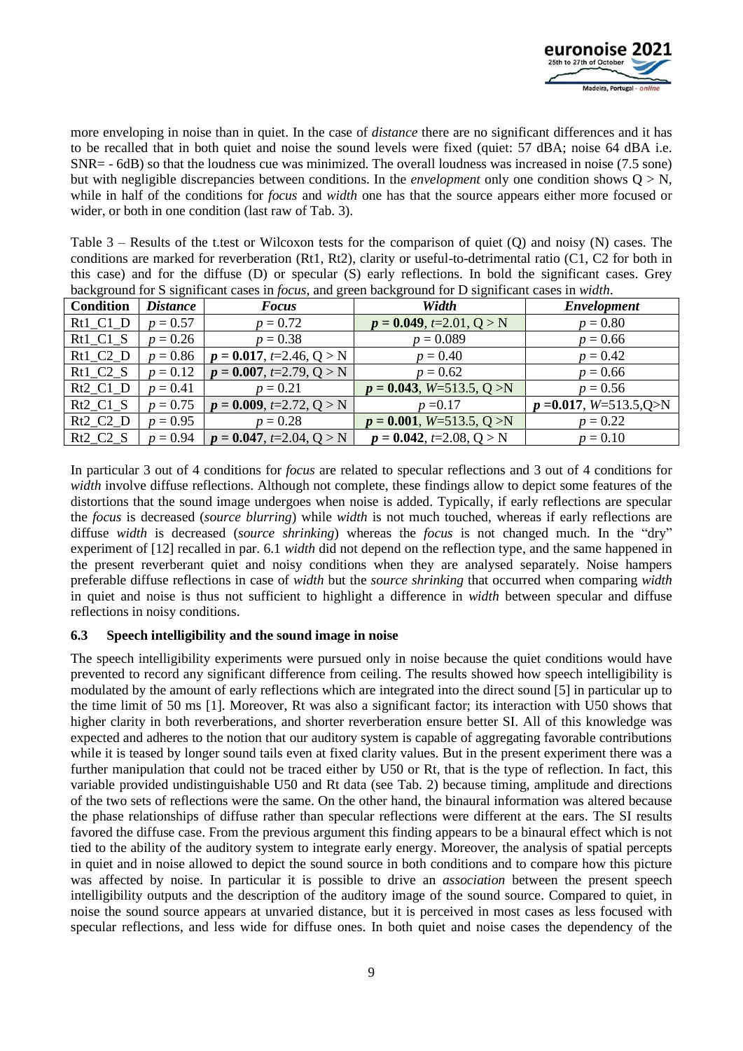more enveloping in noise than in quiet. In the case of *distance* there are no significant differences and it has to be recalled that in both quiet and noise the sound levels were fixed (quiet: 57 dBA; noise 64 dBA i.e. SNR= - 6dB) so that the loudness cue was minimized. The overall loudness was increased in noise (7.5 sone) but with negligible discrepancies between conditions. In the *envelopment* only one condition shows Q > N, while in half of the conditions for *focus* and *width* one has that the source appears either more focused or wider, or both in one condition (last raw of Tab. 3).

Table 3 – Results of the t.test or Wilcoxon tests for the comparison of quiet (Q) and noisy (N) cases. The conditions are marked for reverberation (Rt1, Rt2), clarity or useful-to-detrimental ratio (C1, C2 for both in this case) and for the diffuse (D) or specular (S) early reflections. In bold the significant cases. Grey background for S significant cases in *focus*, and green background for D significant cases in *width*.

| Condition | *Distance* | *Focus* | *Width* | *Envelopment* |
|---|---|---|---|---|
| Rt1_C1_D | $p = 0.57$ | $p = 0.72$ | $\boldsymbol{p = 0.049}$, $t$=2.01, Q > N | $p = 0.80$ |
| Rt1_C1_S | $p = 0.26$ | $p = 0.38$ | $p = 0.089$ | $p = 0.66$ |
| Rt1_C2_D | $p = 0.86$ | $\boldsymbol{p = 0.017}$, $t$=2.46, Q > N | $p = 0.40$ | $p = 0.42$ |
| Rt1_C2_S | $p = 0.12$ | $\boldsymbol{p = 0.007}$, $t$=2.79, Q > N | $p = 0.62$ | $p = 0.66$ |
| Rt2_C1_D | $p = 0.41$ | $p = 0.21$ | $\boldsymbol{p = 0.043}$, $W$=513.5, Q >N | $p = 0.56$ |
| Rt2_C1_S | $p = 0.75$ | $\boldsymbol{p = 0.009}$, $t$=2.72, Q > N | $p$ =0.17 | $\boldsymbol{p = 0.017}$, $W$=513.5,Q>N |
| Rt2_C2_D | $p = 0.95$ | $p = 0.28$ | $\boldsymbol{p = 0.001}$, $W$=513.5, Q >N | $p = 0.22$ |
| Rt2_C2_S | $p = 0.94$ | $\boldsymbol{p = 0.047}$, $t$=2.04, Q > N | $\boldsymbol{p = 0.042}$, $t$=2.08, Q > N | $p = 0.10$ |

In particular 3 out of 4 conditions for *focus* are related to specular reflections and 3 out of 4 conditions for *width* involve diffuse reflections. Although not complete, these findings allow to depict some features of the distortions that the sound image undergoes when noise is added. Typically, if early reflections are specular the *focus* is decreased (*source blurring*) while *width* is not much touched, whereas if early reflections are diffuse *width* is decreased (*source shrinking*) whereas the *focus* is not changed much. In the "dry" experiment of [12] recalled in par. 6.1 *width* did not depend on the reflection type, and the same happened in the present reverberant quiet and noisy conditions when they are analysed separately. Noise hampers preferable diffuse reflections in case of *width* but the *source shrinking* that occurred when comparing *width* in quiet and noise is thus not sufficient to highlight a difference in *width* between specular and diffuse reflections in noisy conditions.

### 6.3 Speech intelligibility and the sound image in noise

The speech intelligibility experiments were pursued only in noise because the quiet conditions would have prevented to record any significant difference from ceiling. The results showed how speech intelligibility is modulated by the amount of early reflections which are integrated into the direct sound [5] in particular up to the time limit of 50 ms [1]. Moreover, Rt was also a significant factor; its interaction with U50 shows that higher clarity in both reverberations, and shorter reverberation ensure better SI. All of this knowledge was expected and adheres to the notion that our auditory system is capable of aggregating favorable contributions while it is teased by longer sound tails even at fixed clarity values. But in the present experiment there was a further manipulation that could not be traced either by U50 or Rt, that is the type of reflection. In fact, this variable provided undistinguishable U50 and Rt data (see Tab. 2) because timing, amplitude and directions of the two sets of reflections were the same. On the other hand, the binaural information was altered because the phase relationships of diffuse rather than specular reflections were different at the ears. The SI results favored the diffuse case. From the previous argument this finding appears to be a binaural effect which is not tied to the ability of the auditory system to integrate early energy. Moreover, the analysis of spatial percepts in quiet and in noise allowed to depict the sound source in both conditions and to compare how this picture was affected by noise. In particular it is possible to drive an *association* between the present speech intelligibility outputs and the description of the auditory image of the sound source. Compared to quiet, in noise the sound source appears at unvaried distance, but it is perceived in most cases as less focused with specular reflections, and less wide for diffuse ones. In both quiet and noise cases the dependency of the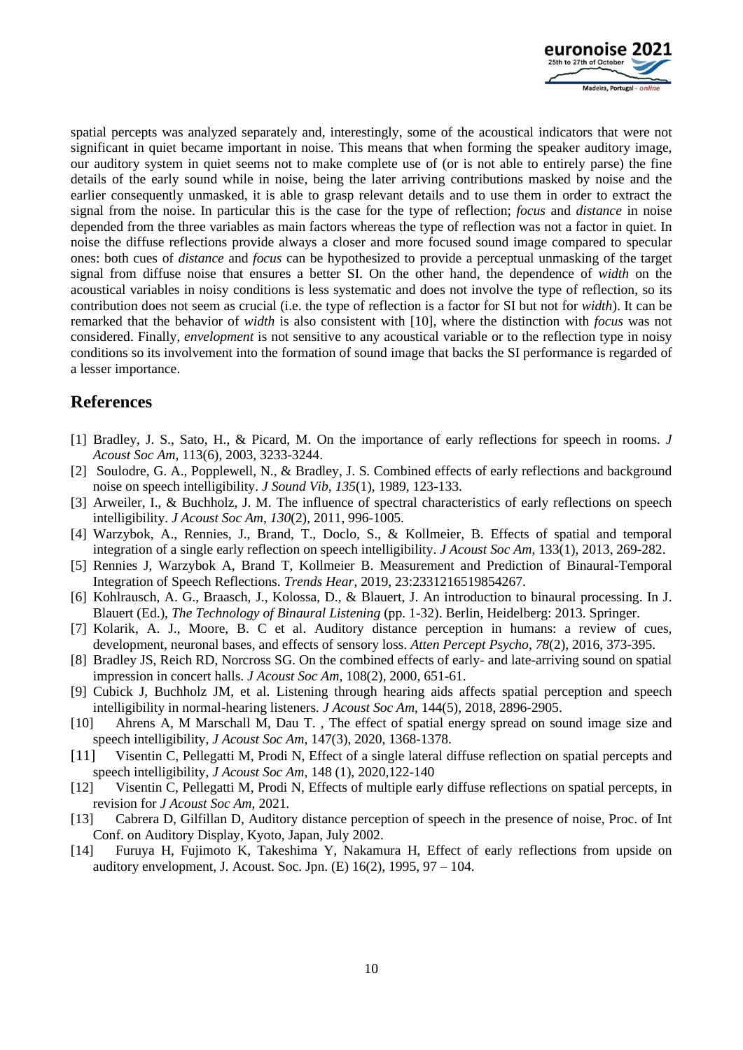spatial percepts was analyzed separately and, interestingly, some of the acoustical indicators that were not significant in quiet became important in noise. This means that when forming the speaker auditory image, our auditory system in quiet seems not to make complete use of (or is not able to entirely parse) the fine details of the early sound while in noise, being the later arriving contributions masked by noise and the earlier consequently unmasked, it is able to grasp relevant details and to use them in order to extract the signal from the noise. In particular this is the case for the type of reflection; *focus* and *distance* in noise depended from the three variables as main factors whereas the type of reflection was not a factor in quiet. In noise the diffuse reflections provide always a closer and more focused sound image compared to specular ones: both cues of *distance* and *focus* can be hypothesized to provide a perceptual unmasking of the target signal from diffuse noise that ensures a better SI. On the other hand, the dependence of *width* on the acoustical variables in noisy conditions is less systematic and does not involve the type of reflection, so its contribution does not seem as crucial (i.e. the type of reflection is a factor for SI but not for *width*). It can be remarked that the behavior of *width* is also consistent with [10], where the distinction with *focus* was not considered. Finally, *envelopment* is not sensitive to any acoustical variable or to the reflection type in noisy conditions so its involvement into the formation of sound image that backs the SI performance is regarded of a lesser importance.

## References

[1] Bradley, J. S., Sato, H., & Picard, M. On the importance of early reflections for speech in rooms. *J Acoust Soc Am*, 113(6), 2003, 3233-3244.

[2] Soulodre, G. A., Popplewell, N., & Bradley, J. S. Combined effects of early reflections and background noise on speech intelligibility. *J Sound Vib*, *135*(1), 1989, 123-133.

[3] Arweiler, I., & Buchholz, J. M. The influence of spectral characteristics of early reflections on speech intelligibility. *J Acoust Soc Am*, *130*(2), 2011, 996-1005.

[4] Warzybok, A., Rennies, J., Brand, T., Doclo, S., & Kollmeier, B. Effects of spatial and temporal integration of a single early reflection on speech intelligibility. *J Acoust Soc Am*, 133(1), 2013, 269-282.

[5] Rennies J, Warzybok A, Brand T, Kollmeier B. Measurement and Prediction of Binaural-Temporal Integration of Speech Reflections. *Trends Hear*, 2019, 23:2331216519854267.

[6] Kohlrausch, A. G., Braasch, J., Kolossa, D., & Blauert, J. An introduction to binaural processing. In J. Blauert (Ed.), *The Technology of Binaural Listening* (pp. 1-32). Berlin, Heidelberg: 2013. Springer.

[7] Kolarik, A. J., Moore, B. C et al. Auditory distance perception in humans: a review of cues, development, neuronal bases, and effects of sensory loss. *Atten Percept Psycho*, *78*(2), 2016, 373-395.

[8] Bradley JS, Reich RD, Norcross SG. On the combined effects of early- and late-arriving sound on spatial impression in concert halls. *J Acoust Soc Am*, 108(2), 2000, 651-61.

[9] Cubick J, Buchholz JM, et al. Listening through hearing aids affects spatial perception and speech intelligibility in normal-hearing listeners. *J Acoust Soc Am*, 144(5), 2018, 2896-2905.

[10] Ahrens A, M Marschall M, Dau T. , The effect of spatial energy spread on sound image size and speech intelligibility, *J Acoust Soc Am*, 147(3), 2020, 1368-1378.

[11] Visentin C, Pellegatti M, Prodi N, Effect of a single lateral diffuse reflection on spatial percepts and speech intelligibility, *J Acoust Soc Am*, 148 (1), 2020,122-140

[12] Visentin C, Pellegatti M, Prodi N, Effects of multiple early diffuse reflections on spatial percepts, in revision for *J Acoust Soc Am*, 2021.

[13] Cabrera D, Gilfillan D, Auditory distance perception of speech in the presence of noise, Proc. of Int Conf. on Auditory Display, Kyoto, Japan, July 2002.

[14] Furuya H, Fujimoto K, Takeshima Y, Nakamura H, Effect of early reflections from upside on auditory envelopment, J. Acoust. Soc. Jpn. (E) 16(2), 1995, 97 – 104.